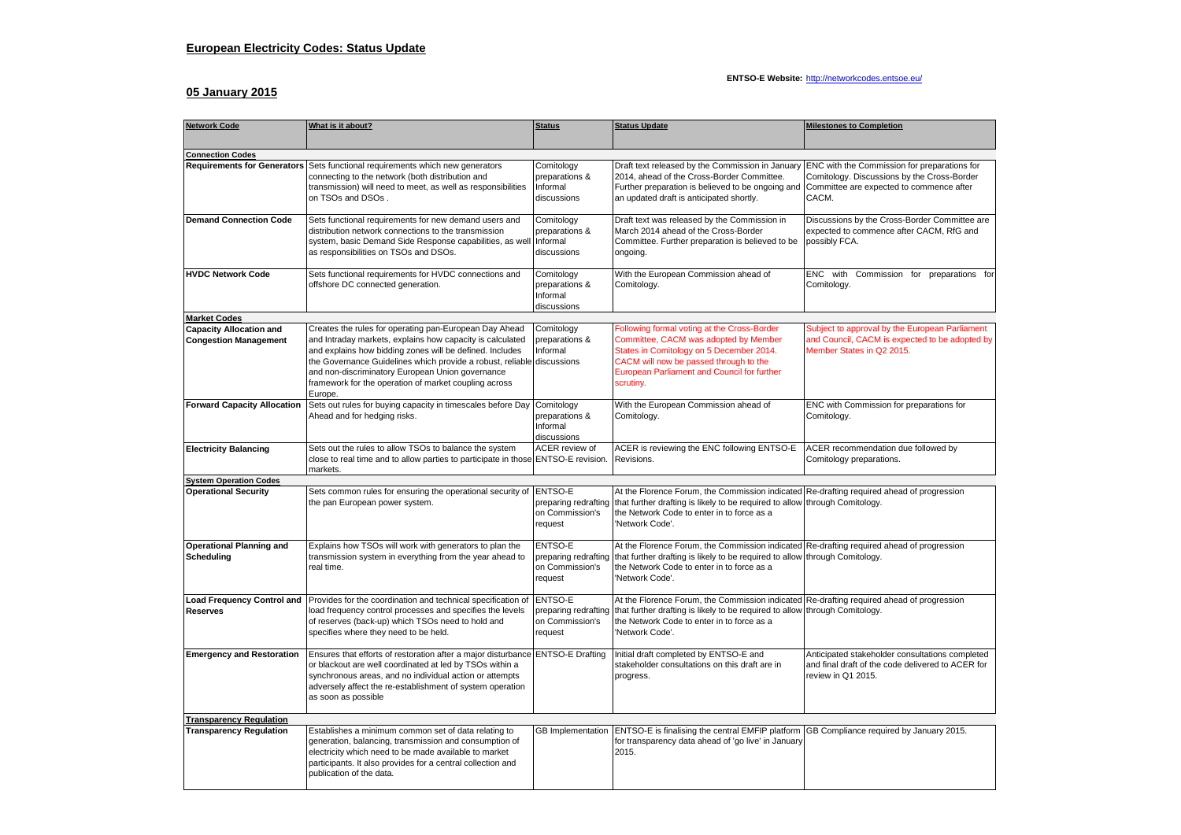## European Electricity Codes: Status Update

**ENTSO-E Website:** http://networkcodes.entsoe.eu/

## 05 January 2015

| Network Code | What is it about? | Status | Status Update | Milestones to Completion |
|---|---|---|---|---|
| **Connection Codes** | | | | |
| **Requirements for Generators** | Sets functional requirements which new generators connecting to the network (both distribution and transmission) will need to meet, as well as responsibilities on TSOs and DSOs . | Comitology preparations & Informal discussions | Draft text released by the Commission in January 2014, ahead of the Cross-Border Committee. Further preparation is believed to be ongoing and an updated draft is anticipated shortly. | ENC with the Commission for preparations for Comitology. Discussions by the Cross-Border Committee are expected to commence after CACM. |
| **Demand Connection Code** | Sets functional requirements for new demand users and distribution network connections to the transmission system, basic Demand Side Response capabilities, as well as responsibilities on TSOs and DSOs. | Comitology preparations & Informal discussions | Draft text was released by the Commission in March 2014 ahead of the Cross-Border Committee. Further preparation is believed to be ongoing. | Discussions by the Cross-Border Committee are expected to commence after CACM, RfG and possibly FCA. |
| **HVDC Network Code** | Sets functional requirements for HVDC connections and offshore DC connected generation. | Comitology preparations & Informal discussions | With the European Commission ahead of Comitology. | ENC with Commission for preparations for Comitology. |
| **Market Codes** | | | | |
| **Capacity Allocation and Congestion Management** | Creates the rules for operating pan-European Day Ahead and Intraday markets, explains how capacity is calculated and explains how bidding zones will be defined. Includes the Governance Guidelines which provide a robust, reliable and non-discriminatory European Union governance framework for the operation of market coupling across Europe. | Comitology preparations & Informal discussions | Following formal voting at the Cross-Border Committee, CACM was adopted by Member States in Comitology on 5 December 2014. CACM will now be passed through to the European Parliament and Council for further scrutiny. | Subject to approval by the European Parliament and Council, CACM is expected to be adopted by Member States in Q2 2015. |
| **Forward Capacity Allocation** | Sets out rules for buying capacity in timescales before Day Ahead and for hedging risks. | Comitology preparations & Informal discussions | With the European Commission ahead of Comitology. | ENC with Commission for preparations for Comitology. |
| **Electricity Balancing** | Sets out the rules to allow TSOs to balance the system close to real time and to allow parties to participate in those markets. | ACER review of ENTSO-E revision. | ACER is reviewing the ENC following ENTSO-E Revisions. | ACER recommendation due followed by Comitology preparations. |
| **System Operation Codes** | | | | |
| **Operational Security** | Sets common rules for ensuring the operational security of the pan European power system. | ENTSO-E preparing redrafting on Commission's request | At the Florence Forum, the Commission indicated that further drafting is likely to be required to allow the Network Code to enter in to force as a 'Network Code'. | Re-drafting required ahead of progression through Comitology. |
| **Operational Planning and Scheduling** | Explains how TSOs will work with generators to plan the transmission system in everything from the year ahead to real time. | ENTSO-E preparing redrafting on Commission's request | At the Florence Forum, the Commission indicated that further drafting is likely to be required to allow the Network Code to enter in to force as a 'Network Code'. | Re-drafting required ahead of progression through Comitology. |
| **Load Frequency Control and Reserves** | Provides for the coordination and technical specification of load frequency control processes and specifies the levels of reserves (back-up) which TSOs need to hold and specifies where they need to be held. | ENTSO-E preparing redrafting on Commission's request | At the Florence Forum, the Commission indicated that further drafting is likely to be required to allow the Network Code to enter in to force as a 'Network Code'. | Re-drafting required ahead of progression through Comitology. |
| **Emergency and Restoration** | Ensures that efforts of restoration after a major disturbance or blackout are well coordinated at led by TSOs within a synchronous areas, and no individual action or attempts adversely affect the re-establishment of system operation as soon as possible | ENTSO-E Drafting | Initial draft completed by ENTSO-E and stakeholder consultations on this draft are in progress. | Anticipated stakeholder consultations completed and final draft of the code delivered to ACER for review in Q1 2015. |
| **Transparency Regulation** | | | | |
| **Transparency Regulation** | Establishes a minimum common set of data relating to generation, balancing, transmission and consumption of electricity which need to be made available to market participants. It also provides for a central collection and publication of the data. | GB Implementation | ENTSO-E is finalising the central EMFIP platform for transparency data ahead of 'go live' in January 2015. | GB Compliance required by January 2015. |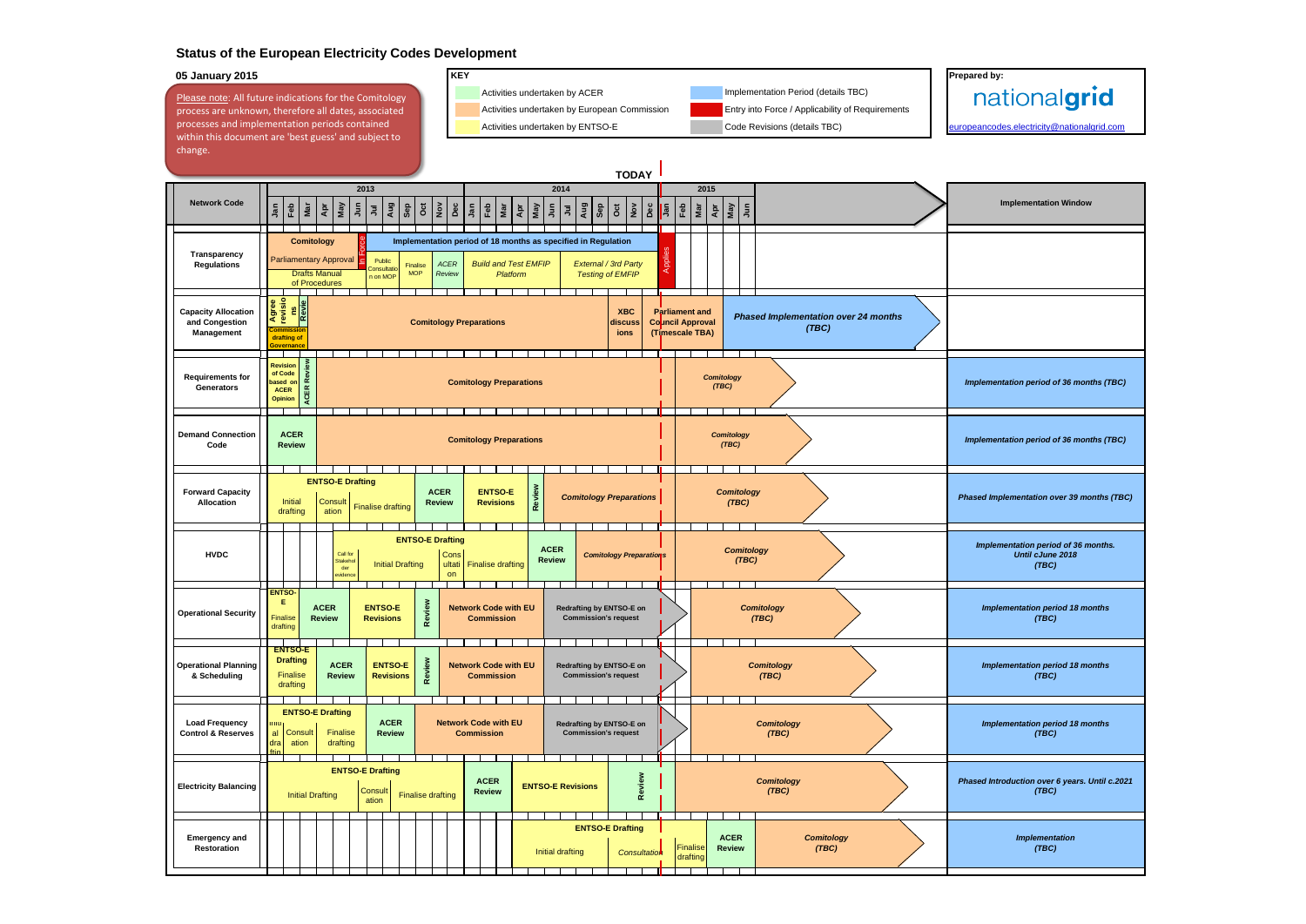## Status of the European Electricity Codes Development

**05 January 2015**

Please note: All future indications for the Comitology process are unknown, therefore all dates, associated processes and implementation periods contained within this document are 'best guess' and subject to change.

**KEY**

- Activities undertaken by ACER
- Activities undertaken by European Commission
- Activities undertaken by ENTSO-E
- Implementation Period (details TBC)
- Entry into Force / Applicability of Requirements
- Code Revisions (details TBC)

**Prepared by:** nationalgrid

europeancodes.electricity@nationalgrid.com

TODAY

2013: Jan Feb Mar Apr May Jun Jul Aug Sep Oct Nov Dec
2014: Jan Feb Mar Apr May Jun Jul Aug Sep Oct Nov Dec
2015: Jan Feb Mar Apr May Jun

Network Code

Implementation Window

**Transparency Regulations**
Comitology; Parliamentary Approval; Drafts Manual of Procedures; In Force; Implementation period of 18 months as specified in Regulation; Public Consultation on MOP; Finalise MOP; ACER Review; Build and Test EMFIP Platform; External / 3rd Party Testing of EMFIP; Applies

**Capacity Allocation and Congestion Management**
Agree revisions; Review; Commission drafting of Governance; Comitology Preparations; XBC discussions; Parliament and Council Approval (Timescale TBA); Phased Implementation over 24 months (TBC)

**Requirements for Generators**
Revision of Code based on ACER Opinion; ACER Review; Comitology Preparations; Comitology (TBC)
Implementation Window: Implementation period of 36 months (TBC)

**Demand Connection Code**
ACER Review; Comitology Preparations; Comitology (TBC)
Implementation Window: Implementation period of 36 months (TBC)

**Forward Capacity Allocation**
ENTSO-E Drafting; Initial drafting; Consultation; Finalise drafting; ACER Review; ENTSO-E Revisions; Review; Comitology Preparations; Comitology (TBC)
Implementation Window: Phased Implementation over 39 months (TBC)

**HVDC**
ENTSO-E Drafting; Call for Stakeholder evidence; Initial Drafting; Consultation; Finalise drafting; ACER Review; Comitology Preparations; Comitology (TBC)
Implementation Window: Implementation period of 36 months. Until c.June 2018 (TBC)

**Operational Security**
ENTSO-E Finalise drafting; ACER Review; ENTSO-E Revisions; Review; Network Code with EU Commission; Redrafting by ENTSO-E on Commission's request; Comitology (TBC)
Implementation Window: Implementation period 18 months (TBC)

**Operational Planning & Scheduling**
ENTSO-E Drafting; Finalise drafting; ACER Review; ENTSO-E Revisions; Review; Network Code with EU Commission; Redrafting by ENTSO-E on Commission's request; Comitology (TBC)
Implementation Window: Implementation period 18 months (TBC)

**Load Frequency Control & Reserves**
ENTSO-E Drafting; Initial drafting; Consultation; Finalise drafting; ACER Review; Network Code with EU Commission; Redrafting by ENTSO-E on Commission's request; Comitology (TBC)
Implementation Window: Implementation period 18 months (TBC)

**Electricity Balancing**
ENTSO-E Drafting; Initial Drafting; Consultation; Finalise drafting; ACER Review; ENTSO-E Revisions; Review; Comitology (TBC)
Implementation Window: Phased Introduction over 6 years. Until c.2021 (TBC)

**Emergency and Restoration**
ENTSO-E Drafting; Initial drafting; Consultation; Finalise drafting; ACER Review; Comitology (TBC)
Implementation Window: Implementation (TBC)